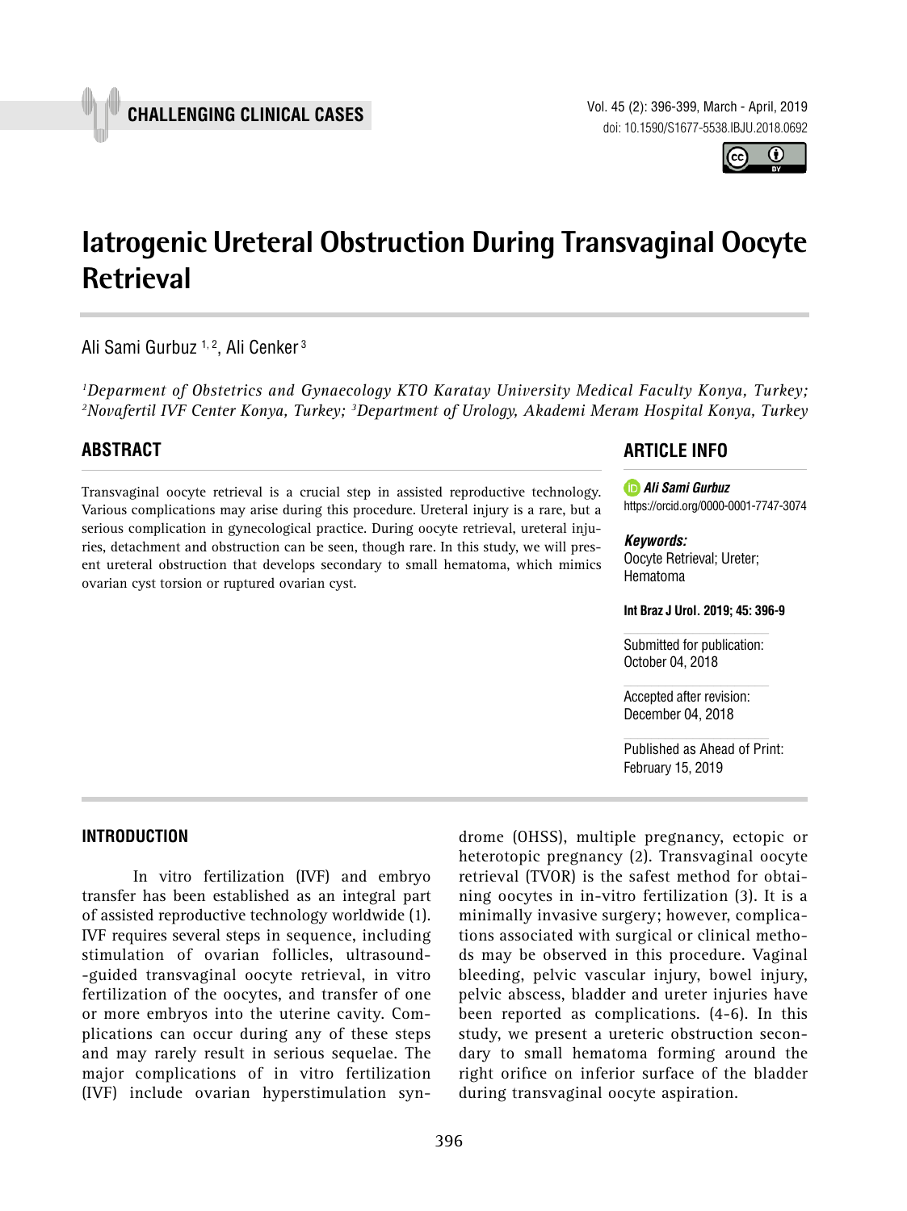CHALLENGING CLINICAL CASES

# Iatrogenic Ureteral Obstruction During Transvaginal Oocyte Retrieval

Ali Sami Gurbuz [1, 2], Ali Cenker [3]

*[1]Deparment of Obstetrics and Gynaecology KTO Karatay University Medical Faculty Konya, Turkey; [2]Novafertil IVF Center Konya, Turkey; [3]Department of Urology, Akademi Meram Hospital Konya, Turkey*

## ABSTRACT

Transvaginal oocyte retrieval is a crucial step in assisted reproductive technology. Various complications may arise during this procedure. Ureteral injury is a rare, but a serious complication in gynecological practice. During oocyte retrieval, ureteral injuries, detachment and obstruction can be seen, though rare. In this study, we will present ureteral obstruction that develops secondary to small hematoma, which mimics ovarian cyst torsion or ruptured ovarian cyst.

## ARTICLE INFO

***Ali Sami Gurbuz***
https://orcid.org/0000-0001-7747-3074

***Keywords:***
Oocyte Retrieval; Ureter; Hematoma

**Int Braz J Urol. 2019; 45: 396-9**

Submitted for publication:
October 04, 2018

Accepted after revision:
December 04, 2018

Published as Ahead of Print:
February 15, 2019

## INTRODUCTION

In vitro fertilization (IVF) and embryo transfer has been established as an integral part of assisted reproductive technology worldwide (1). IVF requires several steps in sequence, including stimulation of ovarian follicles, ultrasound-guided transvaginal oocyte retrieval, in vitro fertilization of the oocytes, and transfer of one or more embryos into the uterine cavity. Complications can occur during any of these steps and may rarely result in serious sequelae. The major complications of in vitro fertilization (IVF) include ovarian hyperstimulation syndrome (OHSS), multiple pregnancy, ectopic or heterotopic pregnancy (2). Transvaginal oocyte retrieval (TVOR) is the safest method for obtaining oocytes in in-vitro fertilization (3). It is a minimally invasive surgery; however, complications associated with surgical or clinical methods may be observed in this procedure. Vaginal bleeding, pelvic vascular injury, bowel injury, pelvic abscess, bladder and ureter injuries have been reported as complications. (4-6). In this study, we present a ureteric obstruction secondary to small hematoma forming around the right orifice on inferior surface of the bladder during transvaginal oocyte aspiration.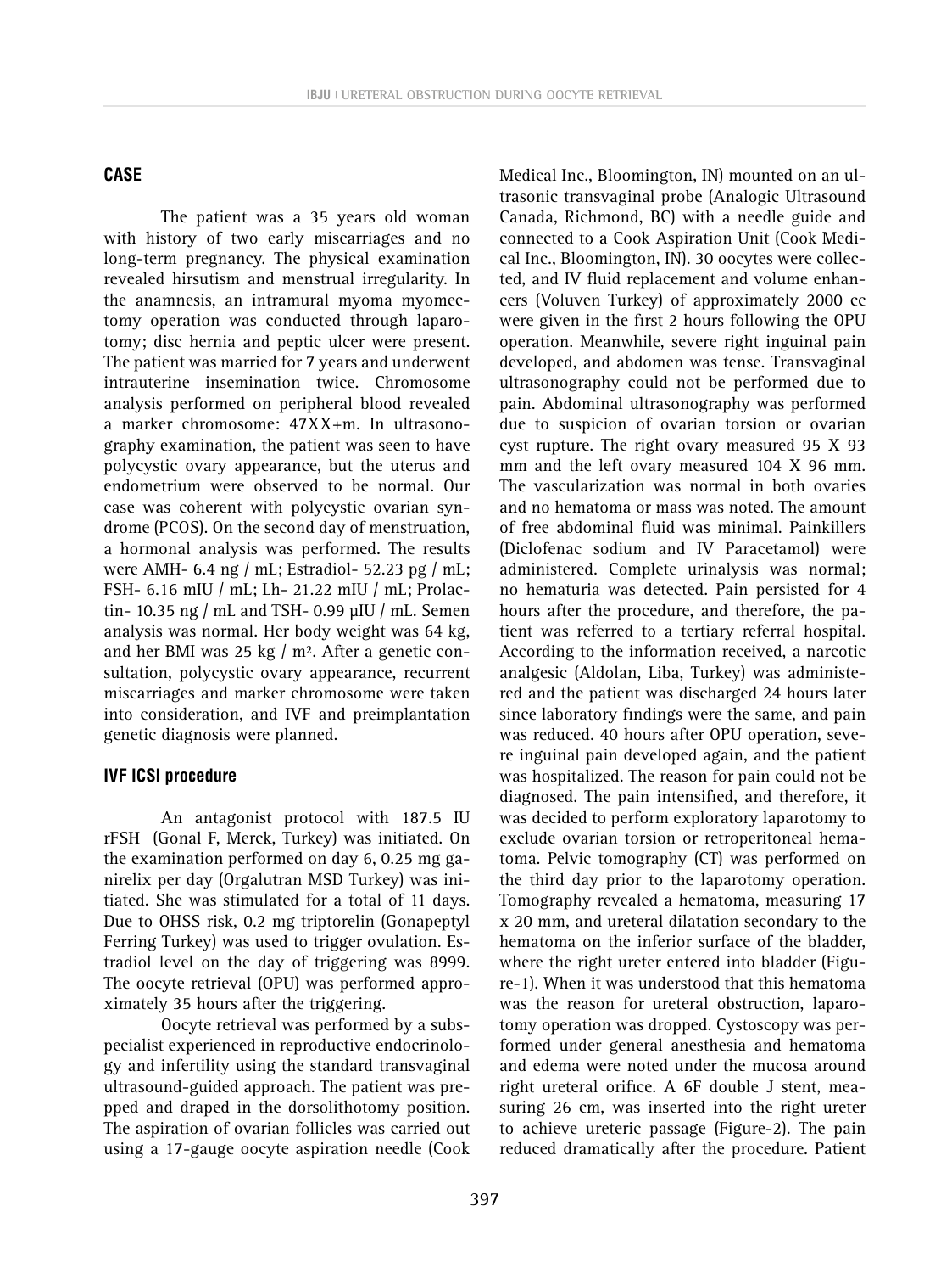## CASE

The patient was a 35 years old woman with history of two early miscarriages and no long-term pregnancy. The physical examination revealed hirsutism and menstrual irregularity. In the anamnesis, an intramural myoma myomectomy operation was conducted through laparotomy; disc hernia and peptic ulcer were present. The patient was married for 7 years and underwent intrauterine insemination twice. Chromosome analysis performed on peripheral blood revealed a marker chromosome: 47XX+m. In ultrasonography examination, the patient was seen to have polycystic ovary appearance, but the uterus and endometrium were observed to be normal. Our case was coherent with polycystic ovarian syndrome (PCOS). On the second day of menstruation, a hormonal analysis was performed. The results were AMH- 6.4 ng / mL; Estradiol- 52.23 pg / mL; FSH- 6.16 mIU / mL; Lh- 21.22 mIU / mL; Prolactin- 10.35 ng / mL and TSH- 0.99 µIU / mL. Semen analysis was normal. Her body weight was 64 kg, and her BMI was 25 kg / m². After a genetic consultation, polycystic ovary appearance, recurrent miscarriages and marker chromosome were taken into consideration, and IVF and preimplantation genetic diagnosis were planned.

### IVF ICSI procedure

An antagonist protocol with 187.5 IU rFSH (Gonal F, Merck, Turkey) was initiated. On the examination performed on day 6, 0.25 mg ganirelix per day (Orgalutran MSD Turkey) was initiated. She was stimulated for a total of 11 days. Due to OHSS risk, 0.2 mg triptorelin (Gonapeptyl Ferring Turkey) was used to trigger ovulation. Estradiol level on the day of triggering was 8999. The oocyte retrieval (OPU) was performed approximately 35 hours after the triggering.

Oocyte retrieval was performed by a subspecialist experienced in reproductive endocrinology and infertility using the standard transvaginal ultrasound-guided approach. The patient was prepped and draped in the dorsolithotomy position. The aspiration of ovarian follicles was carried out using a 17-gauge oocyte aspiration needle (Cook Medical Inc., Bloomington, IN) mounted on an ultrasonic transvaginal probe (Analogic Ultrasound Canada, Richmond, BC) with a needle guide and connected to a Cook Aspiration Unit (Cook Medical Inc., Bloomington, IN). 30 oocytes were collected, and IV fluid replacement and volume enhancers (Voluven Turkey) of approximately 2000 cc were given in the first 2 hours following the OPU operation. Meanwhile, severe right inguinal pain developed, and abdomen was tense. Transvaginal ultrasonography could not be performed due to pain. Abdominal ultrasonography was performed due to suspicion of ovarian torsion or ovarian cyst rupture. The right ovary measured 95 X 93 mm and the left ovary measured 104 X 96 mm. The vascularization was normal in both ovaries and no hematoma or mass was noted. The amount of free abdominal fluid was minimal. Painkillers (Diclofenac sodium and IV Paracetamol) were administered. Complete urinalysis was normal; no hematuria was detected. Pain persisted for 4 hours after the procedure, and therefore, the patient was referred to a tertiary referral hospital. According to the information received, a narcotic analgesic (Aldolan, Liba, Turkey) was administered and the patient was discharged 24 hours later since laboratory findings were the same, and pain was reduced. 40 hours after OPU operation, severe inguinal pain developed again, and the patient was hospitalized. The reason for pain could not be diagnosed. The pain intensified, and therefore, it was decided to perform exploratory laparotomy to exclude ovarian torsion or retroperitoneal hematoma. Pelvic tomography (CT) was performed on the third day prior to the laparotomy operation. Tomography revealed a hematoma, measuring 17 x 20 mm, and ureteral dilatation secondary to the hematoma on the inferior surface of the bladder, where the right ureter entered into bladder (Figure-1). When it was understood that this hematoma was the reason for ureteral obstruction, laparotomy operation was dropped. Cystoscopy was performed under general anesthesia and hematoma and edema were noted under the mucosa around right ureteral orifice. A 6F double J stent, measuring 26 cm, was inserted into the right ureter to achieve ureteric passage (Figure-2). The pain reduced dramatically after the procedure. Patient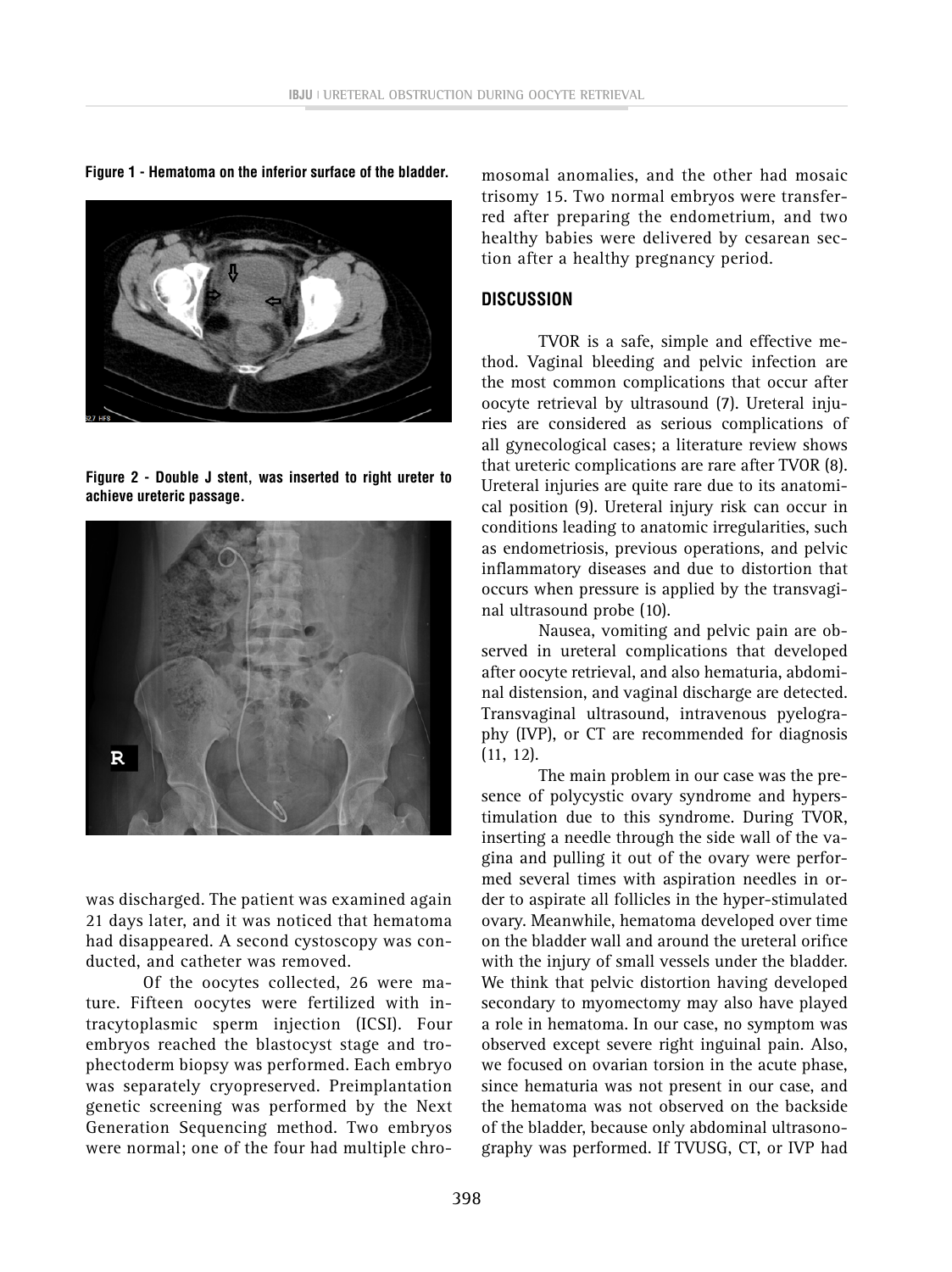Figure 1 - Hematoma on the inferior surface of the bladder.

Figure 2 - Double J stent, was inserted to right ureter to achieve ureteric passage.

was discharged. The patient was examined again 21 days later, and it was noticed that hematoma had disappeared. A second cystoscopy was conducted, and catheter was removed.

Of the oocytes collected, 26 were mature. Fifteen oocytes were fertilized with intracytoplasmic sperm injection (ICSI). Four embryos reached the blastocyst stage and trophectoderm biopsy was performed. Each embryo was separately cryopreserved. Preimplantation genetic screening was performed by the Next Generation Sequencing method. Two embryos were normal; one of the four had multiple chromosomal anomalies, and the other had mosaic trisomy 15. Two normal embryos were transferred after preparing the endometrium, and two healthy babies were delivered by cesarean section after a healthy pregnancy period.

## DISCUSSION

TVOR is a safe, simple and effective method. Vaginal bleeding and pelvic infection are the most common complications that occur after oocyte retrieval by ultrasound (7). Ureteral injuries are considered as serious complications of all gynecological cases; a literature review shows that ureteric complications are rare after TVOR (8). Ureteral injuries are quite rare due to its anatomical position (9). Ureteral injury risk can occur in conditions leading to anatomic irregularities, such as endometriosis, previous operations, and pelvic inflammatory diseases and due to distortion that occurs when pressure is applied by the transvaginal ultrasound probe (10).

Nausea, vomiting and pelvic pain are observed in ureteral complications that developed after oocyte retrieval, and also hematuria, abdominal distension, and vaginal discharge are detected. Transvaginal ultrasound, intravenous pyelography (IVP), or CT are recommended for diagnosis (11, 12).

The main problem in our case was the presence of polycystic ovary syndrome and hyperstimulation due to this syndrome. During TVOR, inserting a needle through the side wall of the vagina and pulling it out of the ovary were performed several times with aspiration needles in order to aspirate all follicles in the hyper-stimulated ovary. Meanwhile, hematoma developed over time on the bladder wall and around the ureteral orifice with the injury of small vessels under the bladder. We think that pelvic distortion having developed secondary to myomectomy may also have played a role in hematoma. In our case, no symptom was observed except severe right inguinal pain. Also, we focused on ovarian torsion in the acute phase, since hematuria was not present in our case, and the hematoma was not observed on the backside of the bladder, because only abdominal ultrasonography was performed. If TVUSG, CT, or IVP had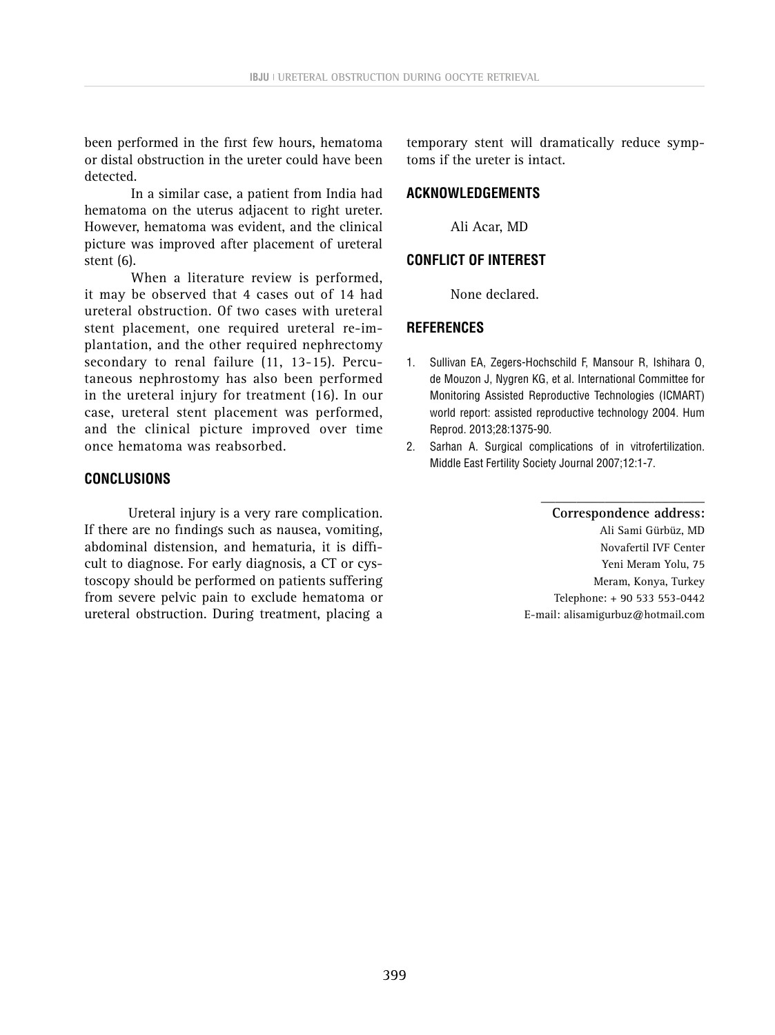been performed in the first few hours, hematoma or distal obstruction in the ureter could have been detected.

In a similar case, a patient from India had hematoma on the uterus adjacent to right ureter. However, hematoma was evident, and the clinical picture was improved after placement of ureteral stent (6).

When a literature review is performed, it may be observed that 4 cases out of 14 had ureteral obstruction. Of two cases with ureteral stent placement, one required ureteral re-implantation, and the other required nephrectomy secondary to renal failure (11, 13-15). Percutaneous nephrostomy has also been performed in the ureteral injury for treatment (16). In our case, ureteral stent placement was performed, and the clinical picture improved over time once hematoma was reabsorbed.

## CONCLUSIONS

Ureteral injury is a very rare complication. If there are no findings such as nausea, vomiting, abdominal distension, and hematuria, it is difficult to diagnose. For early diagnosis, a CT or cystoscopy should be performed on patients suffering from severe pelvic pain to exclude hematoma or ureteral obstruction. During treatment, placing a temporary stent will dramatically reduce symptoms if the ureter is intact.

## ACKNOWLEDGEMENTS

Ali Acar, MD

## CONFLICT OF INTEREST

None declared.

## REFERENCES

1. Sullivan EA, Zegers-Hochschild F, Mansour R, Ishihara O, de Mouzon J, Nygren KG, et al. International Committee for Monitoring Assisted Reproductive Technologies (ICMART) world report: assisted reproductive technology 2004. Hum Reprod. 2013;28:1375-90.
2. Sarhan A. Surgical complications of in vitrofertilization. Middle East Fertility Society Journal 2007;12:1-7.

**Correspondence address:**
Ali Sami Gürbüz, MD
Novafertil IVF Center
Yeni Meram Yolu, 75
Meram, Konya, Turkey
Telephone: + 90 533 553-0442
E-mail: alisamigurbuz@hotmail.com